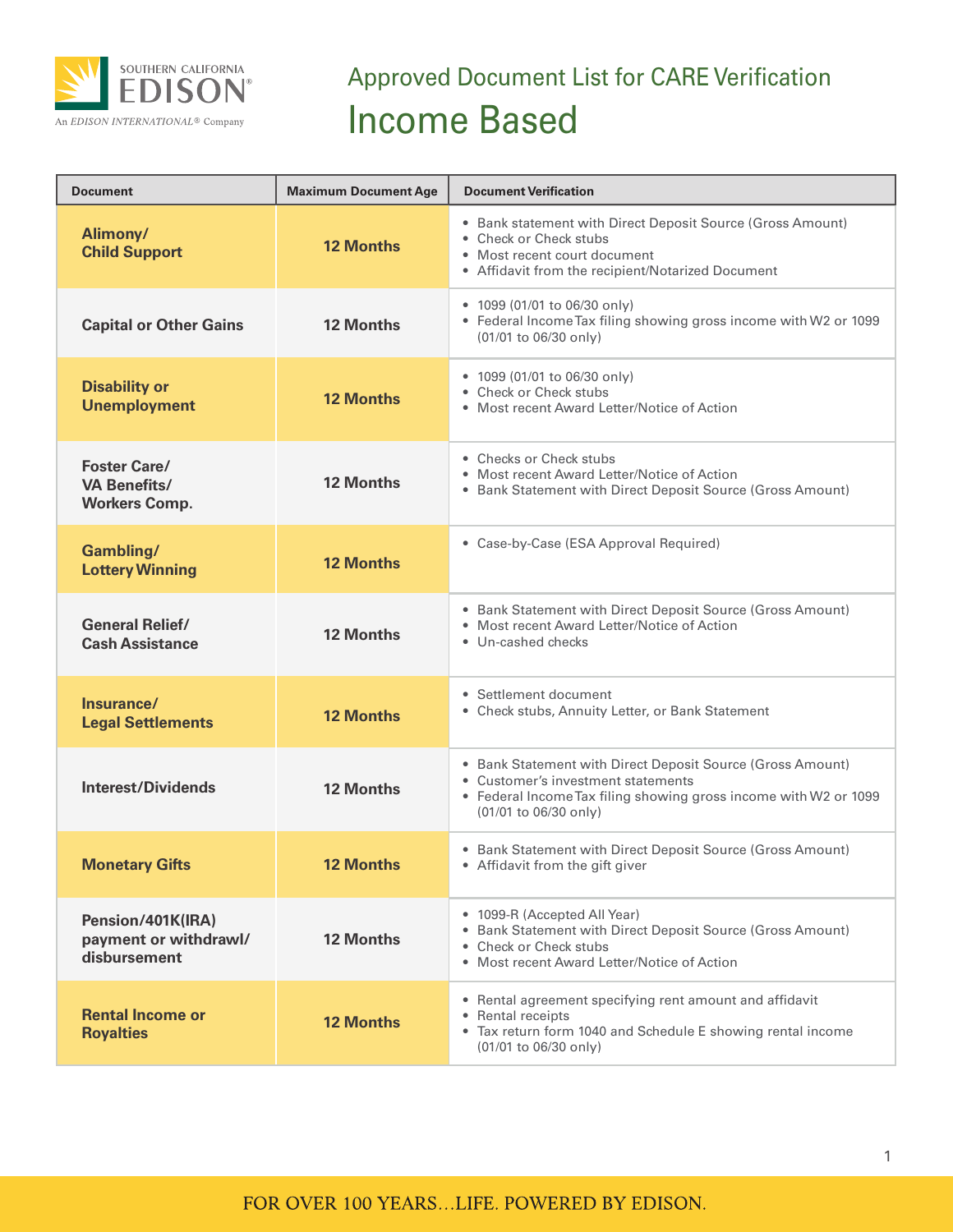# Approved Document List for CARE Verification

## Income Based

| Document | Maximum Document Age | Document Verification |
|---|---|---|
| **Alimony/ Child Support** | **12 Months** | • Bank statement with Direct Deposit Source (Gross Amount)<br>• Check or Check stubs<br>• Most recent court document<br>• Affidavit from the recipient/Notarized Document |
| **Capital or Other Gains** | **12 Months** | • 1099 (01/01 to 06/30 only)<br>• Federal Income Tax filing showing gross income with W2 or 1099 (01/01 to 06/30 only) |
| **Disability or Unemployment** | **12 Months** | • 1099 (01/01 to 06/30 only)<br>• Check or Check stubs<br>• Most recent Award Letter/Notice of Action |
| **Foster Care/ VA Benefits/ Workers Comp.** | **12 Months** | • Checks or Check stubs<br>• Most recent Award Letter/Notice of Action<br>• Bank Statement with Direct Deposit Source (Gross Amount) |
| **Gambling/ Lottery Winning** | **12 Months** | • Case-by-Case (ESA Approval Required) |
| **General Relief/ Cash Assistance** | **12 Months** | • Bank Statement with Direct Deposit Source (Gross Amount)<br>• Most recent Award Letter/Notice of Action<br>• Un-cashed checks |
| **Insurance/ Legal Settlements** | **12 Months** | • Settlement document<br>• Check stubs, Annuity Letter, or Bank Statement |
| **Interest/Dividends** | **12 Months** | • Bank Statement with Direct Deposit Source (Gross Amount)<br>• Customer's investment statements<br>• Federal Income Tax filing showing gross income with W2 or 1099 (01/01 to 06/30 only) |
| **Monetary Gifts** | **12 Months** | • Bank Statement with Direct Deposit Source (Gross Amount)<br>• Affidavit from the gift giver |
| **Pension/401K(IRA) payment or withdrawl/ disbursement** | **12 Months** | • 1099-R (Accepted All Year)<br>• Bank Statement with Direct Deposit Source (Gross Amount)<br>• Check or Check stubs<br>• Most recent Award Letter/Notice of Action |
| **Rental Income or Royalties** | **12 Months** | • Rental agreement specifying rent amount and affidavit<br>• Rental receipts<br>• Tax return form 1040 and Schedule E showing rental income (01/01 to 06/30 only) |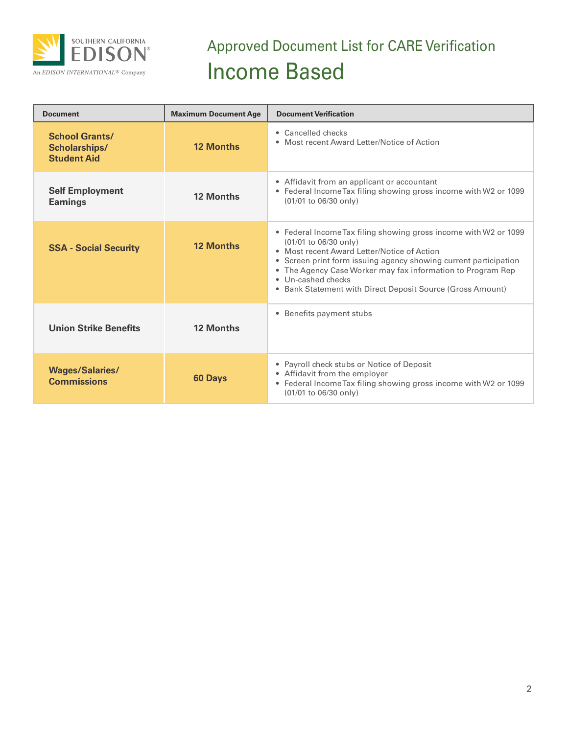# Approved Document List for CARE Verification

## Income Based

| Document | Maximum Document Age | Document Verification |
|---|---|---|
| **School Grants/ Scholarships/ Student Aid** | **12 Months** | • Cancelled checks<br>• Most recent Award Letter/Notice of Action |
| **Self Employment Earnings** | **12 Months** | • Affidavit from an applicant or accountant<br>• Federal Income Tax filing showing gross income with W2 or 1099 (01/01 to 06/30 only) |
| **SSA - Social Security** | **12 Months** | • Federal Income Tax filing showing gross income with W2 or 1099 (01/01 to 06/30 only)<br>• Most recent Award Letter/Notice of Action<br>• Screen print form issuing agency showing current participation<br>• The Agency Case Worker may fax information to Program Rep<br>• Un-cashed checks<br>• Bank Statement with Direct Deposit Source (Gross Amount) |
| **Union Strike Benefits** | **12 Months** | • Benefits payment stubs |
| **Wages/Salaries/ Commissions** | **60 Days** | • Payroll check stubs or Notice of Deposit<br>• Affidavit from the employer<br>• Federal Income Tax filing showing gross income with W2 or 1099 (01/01 to 06/30 only) |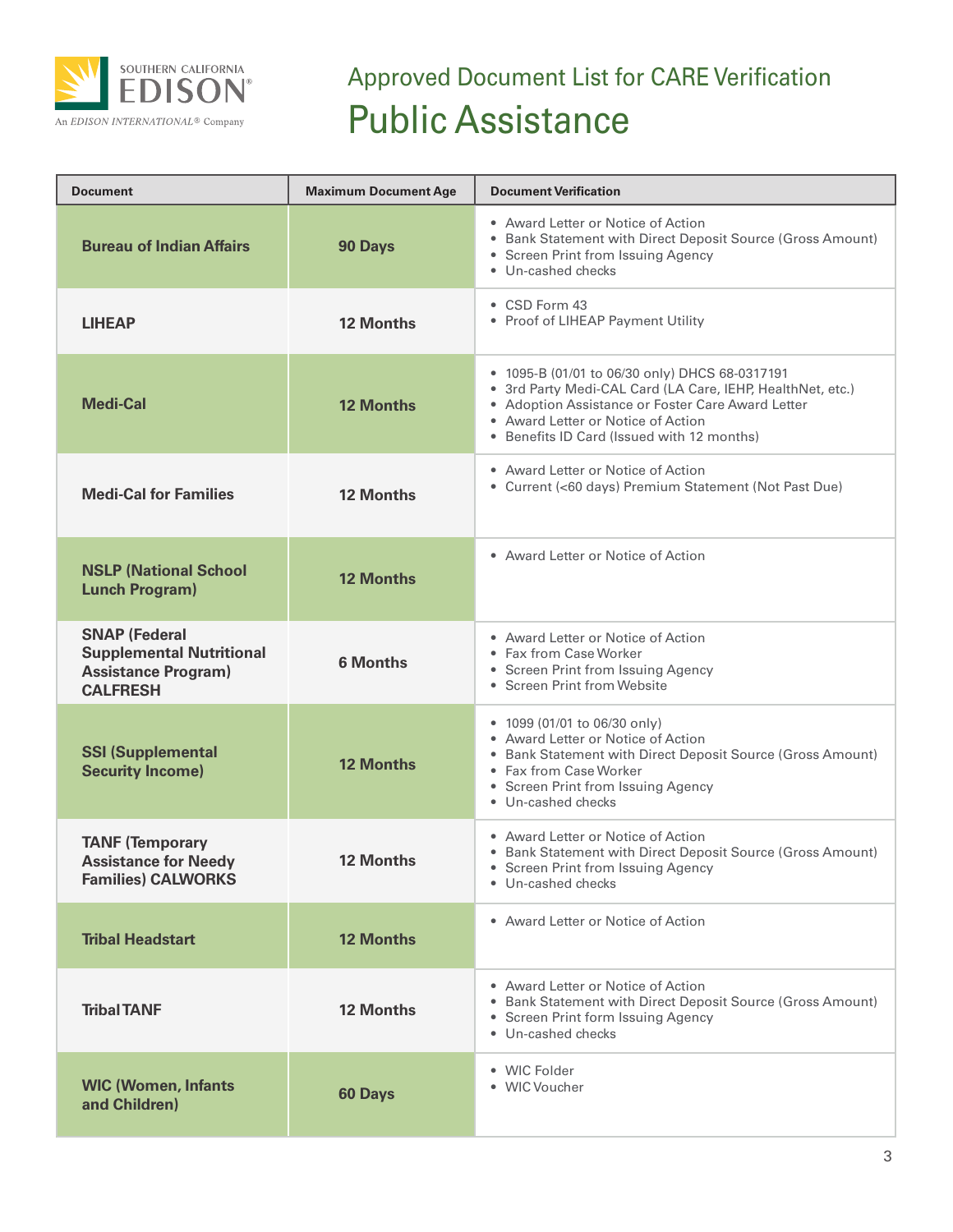SOUTHERN CALIFORNIA EDISON

An EDISON INTERNATIONAL® Company

# Approved Document List for CARE Verification

# Public Assistance

| Document | Maximum Document Age | Document Verification |
|---|---|---|
| **Bureau of Indian Affairs** | **90 Days** | • Award Letter or Notice of Action<br>• Bank Statement with Direct Deposit Source (Gross Amount)<br>• Screen Print from Issuing Agency<br>• Un-cashed checks |
| **LIHEAP** | **12 Months** | • CSD Form 43<br>• Proof of LIHEAP Payment Utility |
| **Medi-Cal** | **12 Months** | • 1095-B (01/01 to 06/30 only) DHCS 68-0317191<br>• 3rd Party Medi-CAL Card (LA Care, IEHP, HealthNet, etc.)<br>• Adoption Assistance or Foster Care Award Letter<br>• Award Letter or Notice of Action<br>• Benefits ID Card (Issued with 12 months) |
| **Medi-Cal for Families** | **12 Months** | • Award Letter or Notice of Action<br>• Current (<60 days) Premium Statement (Not Past Due) |
| **NSLP (National School Lunch Program)** | **12 Months** | • Award Letter or Notice of Action |
| **SNAP (Federal Supplemental Nutritional Assistance Program) CALFRESH** | **6 Months** | • Award Letter or Notice of Action<br>• Fax from Case Worker<br>• Screen Print from Issuing Agency<br>• Screen Print from Website |
| **SSI (Supplemental Security Income)** | **12 Months** | • 1099 (01/01 to 06/30 only)<br>• Award Letter or Notice of Action<br>• Bank Statement with Direct Deposit Source (Gross Amount)<br>• Fax from Case Worker<br>• Screen Print from Issuing Agency<br>• Un-cashed checks |
| **TANF (Temporary Assistance for Needy Families) CALWORKS** | **12 Months** | • Award Letter or Notice of Action<br>• Bank Statement with Direct Deposit Source (Gross Amount)<br>• Screen Print from Issuing Agency<br>• Un-cashed checks |
| **Tribal Headstart** | **12 Months** | • Award Letter or Notice of Action |
| **Tribal TANF** | **12 Months** | • Award Letter or Notice of Action<br>• Bank Statement with Direct Deposit Source (Gross Amount)<br>• Screen Print form Issuing Agency<br>• Un-cashed checks |
| **WIC (Women, Infants and Children)** | **60 Days** | • WIC Folder<br>• WIC Voucher |